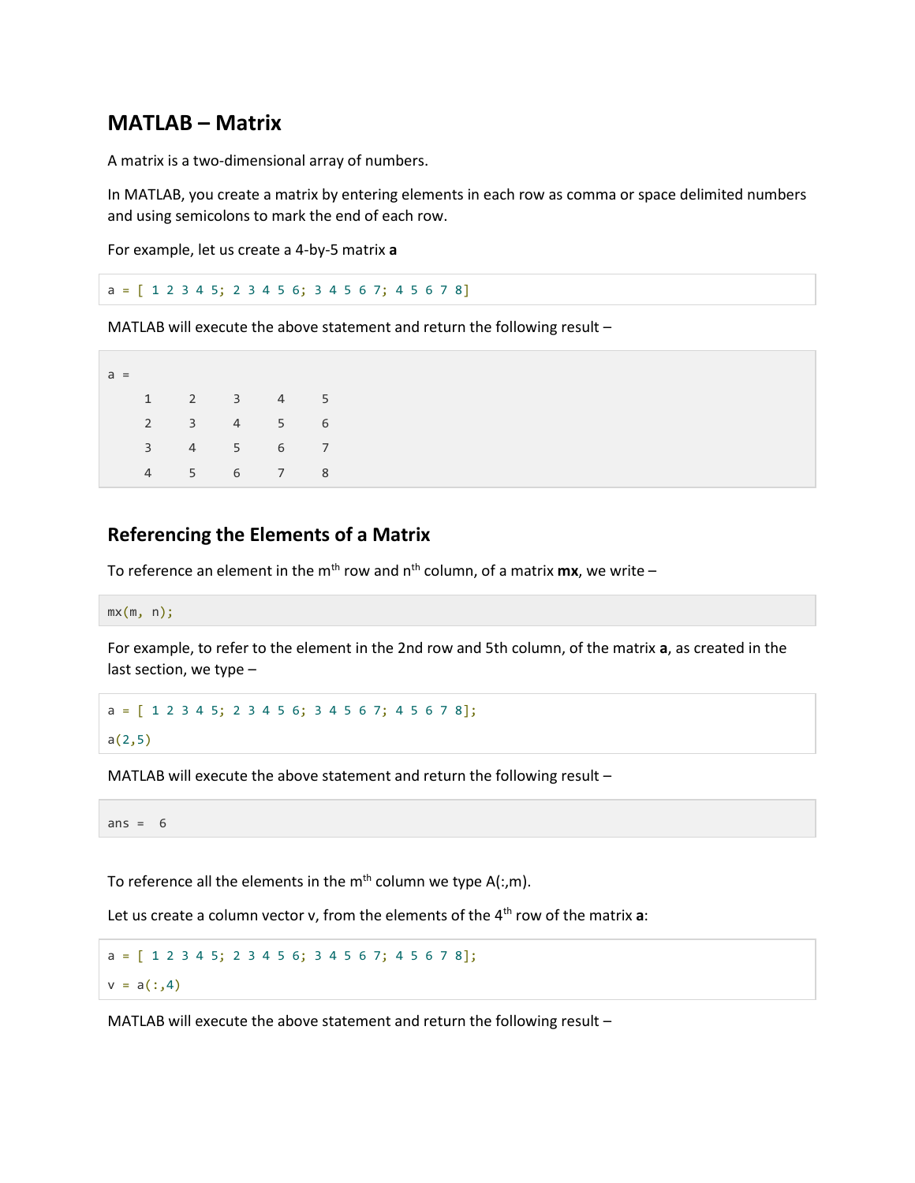## MATLAB – Matrix

A matrix is a two-dimensional array of numbers.

In MATLAB, you create a matrix by entering elements in each row as comma or space delimited numbers and using semicolons to mark the end of each row.

For example, let us create a 4-by-5 matrix **a**

```
a = [ 1 2 3 4 5; 2 3 4 5 6; 3 4 5 6 7; 4 5 6 7 8]
```

MATLAB will execute the above statement and return the following result –

```
a =
     1     2     3     4     5
     2     3     4     5     6
     3     4     5     6     7
     4     5     6     7     8
```

### Referencing the Elements of a Matrix

To reference an element in the $m^{th}$ row and $n^{th}$ column, of a matrix **mx**, we write –

```
mx(m, n);
```

For example, to refer to the element in the 2nd row and 5th column, of the matrix **a**, as created in the last section, we type –

```
a = [ 1 2 3 4 5; 2 3 4 5 6; 3 4 5 6 7; 4 5 6 7 8];
a(2,5)
```

MATLAB will execute the above statement and return the following result –

```
ans =  6
```

To reference all the elements in the $m^{th}$ column we type A(:,m).

Let us create a column vector v, from the elements of the $4^{th}$ row of the matrix **a**:

```
a = [ 1 2 3 4 5; 2 3 4 5 6; 3 4 5 6 7; 4 5 6 7 8];
v = a(:,4)
```

MATLAB will execute the above statement and return the following result –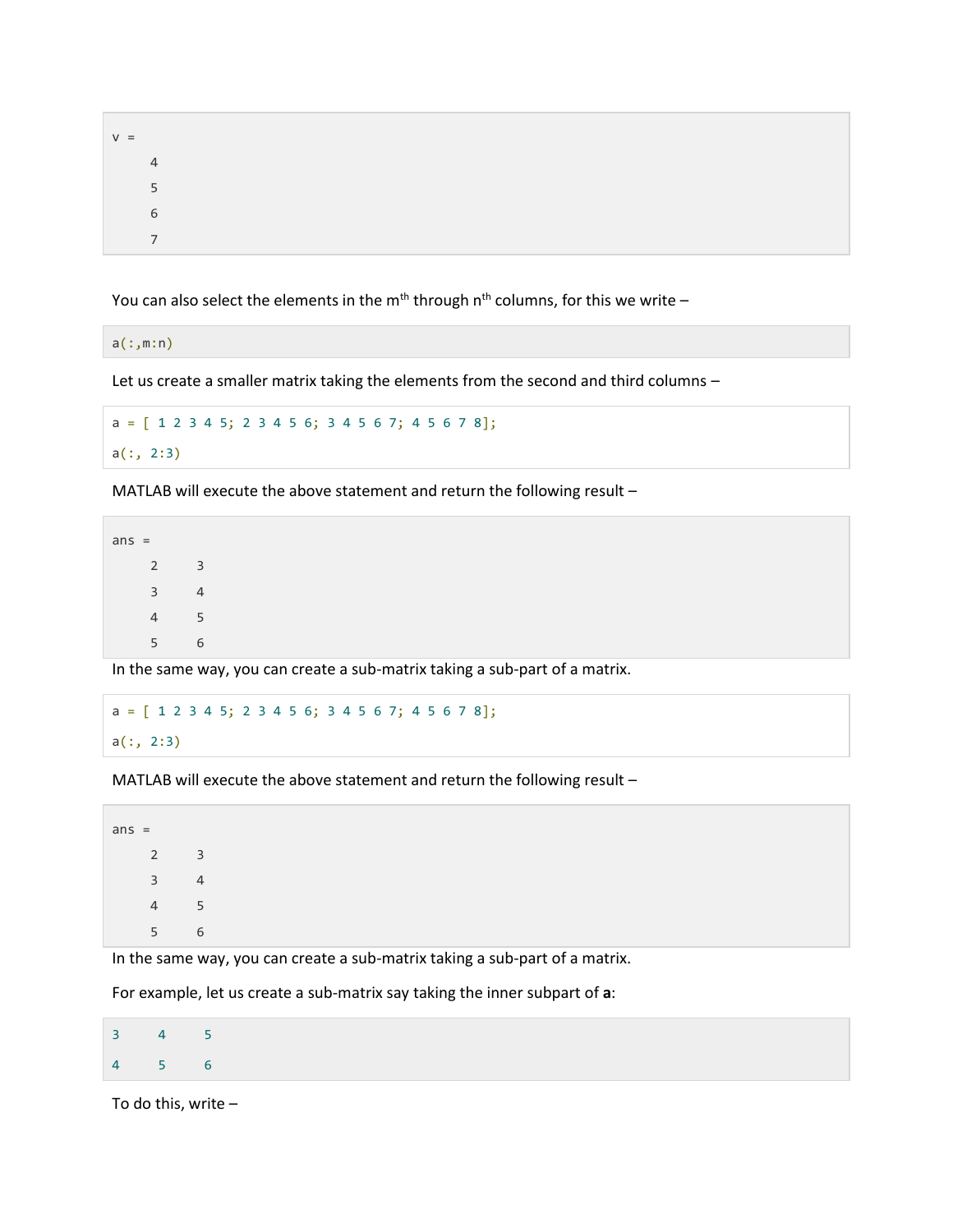```
v =
      4
      5
      6
      7
```

You can also select the elements in the m$^{th}$ through n$^{th}$ columns, for this we write –

```
a(:,m:n)
```

Let us create a smaller matrix taking the elements from the second and third columns –

```
a = [ 1 2 3 4 5; 2 3 4 5 6; 3 4 5 6 7; 4 5 6 7 8];
a(:, 2:3)
```

MATLAB will execute the above statement and return the following result –

```
ans =
      2     3
      3     4
      4     5
      5     6
```

In the same way, you can create a sub-matrix taking a sub-part of a matrix.

```
a = [ 1 2 3 4 5; 2 3 4 5 6; 3 4 5 6 7; 4 5 6 7 8];
a(:, 2:3)
```

MATLAB will execute the above statement and return the following result –

```
ans =
      2     3
      3     4
      4     5
      5     6
```

In the same way, you can create a sub-matrix taking a sub-part of a matrix.

For example, let us create a sub-matrix say taking the inner subpart of **a**:

```
3     4     5
4     5     6
```

To do this, write –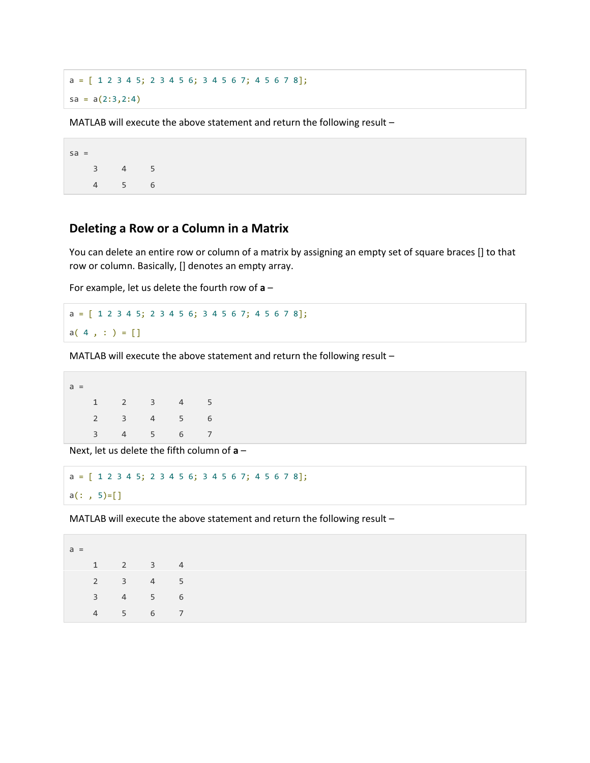```
a = [ 1 2 3 4 5; 2 3 4 5 6; 3 4 5 6 7; 4 5 6 7 8];
sa = a(2:3,2:4)
```

MATLAB will execute the above statement and return the following result –

```
sa =
     3     4     5
     4     5     6
```

## Deleting a Row or a Column in a Matrix

You can delete an entire row or column of a matrix by assigning an empty set of square braces [] to that row or column. Basically, [] denotes an empty array.

For example, let us delete the fourth row of **a** –

```
a = [ 1 2 3 4 5; 2 3 4 5 6; 3 4 5 6 7; 4 5 6 7 8];
a( 4 , : ) = []
```

MATLAB will execute the above statement and return the following result –

```
a =
     1     2     3     4     5
     2     3     4     5     6
     3     4     5     6     7
```

Next, let us delete the fifth column of **a** –

```
a = [ 1 2 3 4 5; 2 3 4 5 6; 3 4 5 6 7; 4 5 6 7 8];
a(: , 5)=[]
```

MATLAB will execute the above statement and return the following result –

```
a =
     1     2     3     4
     2     3     4     5
     3     4     5     6
     4     5     6     7
```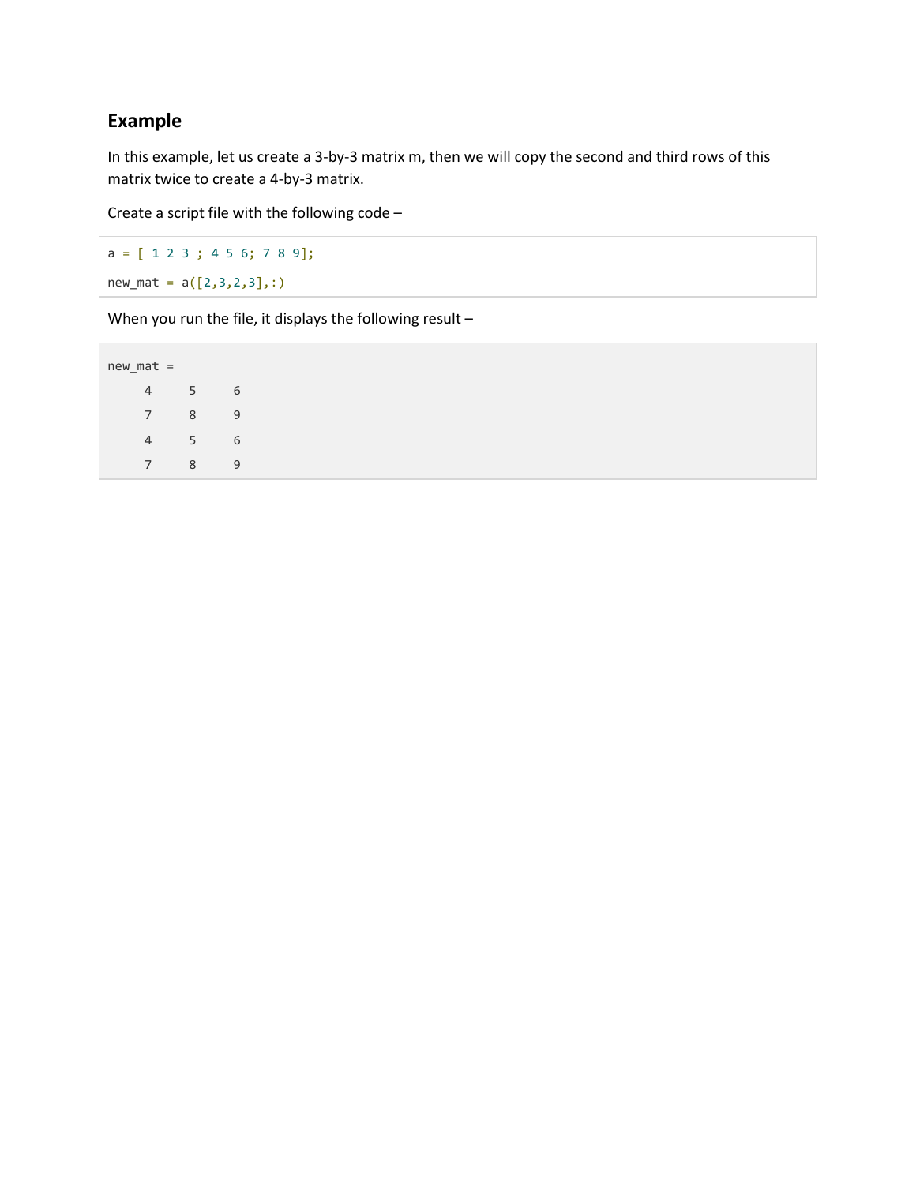## Example

In this example, let us create a 3-by-3 matrix m, then we will copy the second and third rows of this matrix twice to create a 4-by-3 matrix.

Create a script file with the following code –

```
a = [ 1 2 3 ; 4 5 6; 7 8 9];
new_mat = a([2,3,2,3],:)
```

When you run the file, it displays the following result –

```
new_mat =
     4     5     6
     7     8     9
     4     5     6
     7     8     9
```